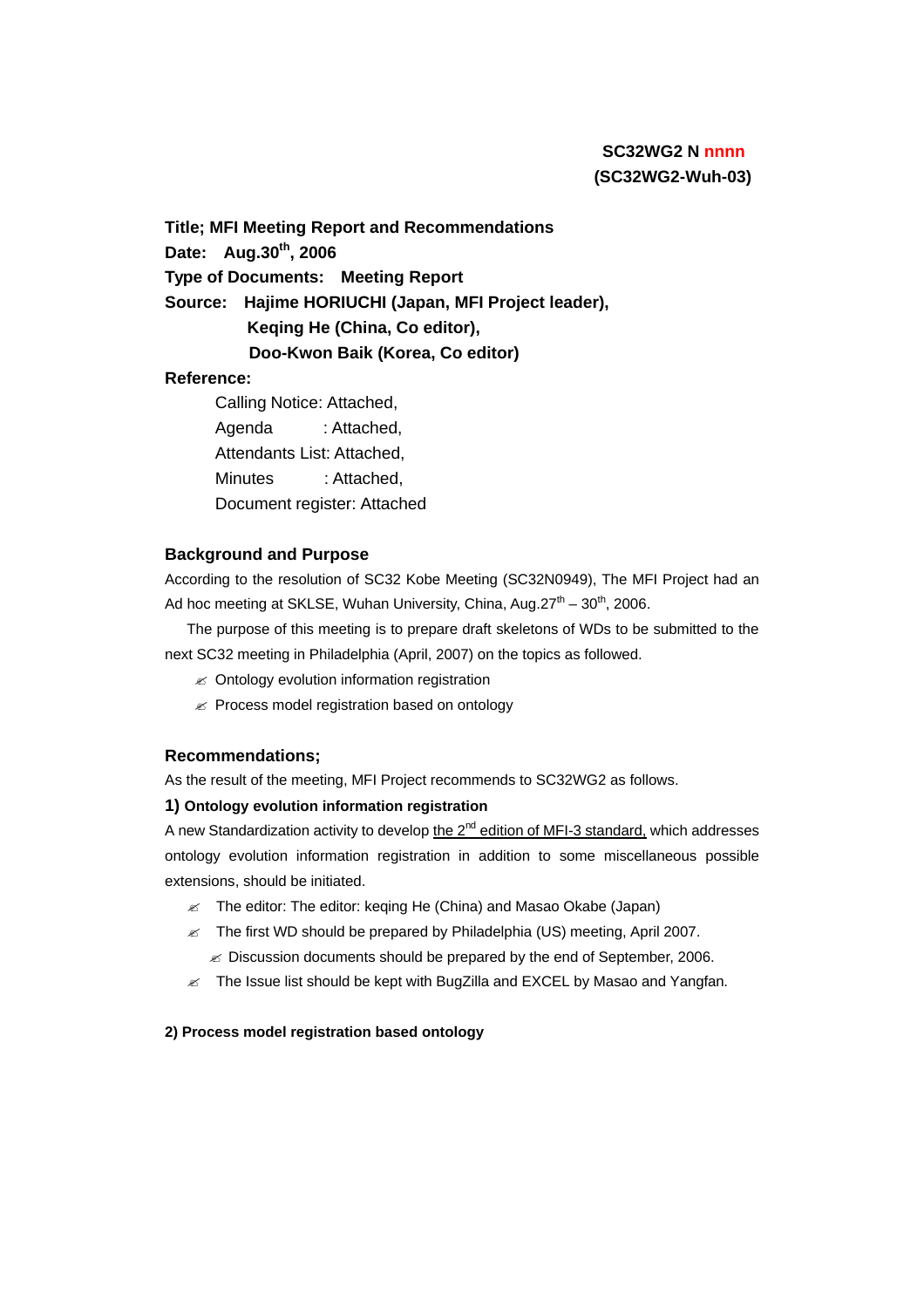**SC32WG2 N nnnn**
**(SC32WG2-Wuh-03)**

**Title; MFI Meeting Report and Recommendations**

**Date: Aug.30th, 2006**

**Type of Documents: Meeting Report**

**Source: Hajime HORIUCHI (Japan, MFI Project leader),**
**Keqing He (China, Co editor),**
**Doo-Kwon Baik (Korea, Co editor)**

**Reference:**

Calling Notice: Attached,
Agenda : Attached,
Attendants List: Attached,
Minutes : Attached,
Document register: Attached

## Background and Purpose

According to the resolution of SC32 Kobe Meeting (SC32N0949), The MFI Project had an Ad hoc meeting at SKLSE, Wuhan University, China, Aug.27th – 30th, 2006.

The purpose of this meeting is to prepare draft skeletons of WDs to be submitted to the next SC32 meeting in Philadelphia (April, 2007) on the topics as followed.

- Ontology evolution information registration
- Process model registration based on ontology

## Recommendations;

As the result of the meeting, MFI Project recommends to SC32WG2 as follows.

### 1) Ontology evolution information registration

A new Standardization activity to develop <u>the 2nd edition of MFI-3 standard,</u> which addresses ontology evolution information registration in addition to some miscellaneous possible extensions, should be initiated.

- The editor: The editor: keqing He (China) and Masao Okabe (Japan)
- The first WD should be prepared by Philadelphia (US) meeting, April 2007.
  - Discussion documents should be prepared by the end of September, 2006.
- The Issue list should be kept with BugZilla and EXCEL by Masao and Yangfan.

### 2) Process model registration based ontology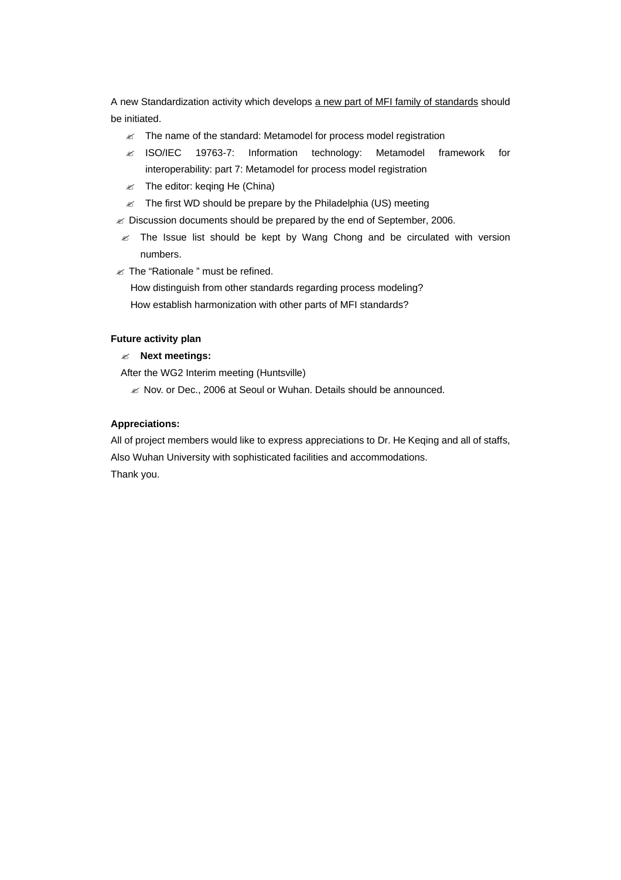A new Standardization activity which develops <u>a new part of MFI family of standards</u> should be initiated.

- The name of the standard: Metamodel for process model registration
- ISO/IEC 19763-7: Information technology: Metamodel framework for interoperability: part 7: Metamodel for process model registration
- The editor: keqing He (China)
- The first WD should be prepare by the Philadelphia (US) meeting

- Discussion documents should be prepared by the end of September, 2006.
- The Issue list should be kept by Wang Chong and be circulated with version numbers.
- The "Rationale " must be refined.

  How distinguish from other standards regarding process modeling?

  How establish harmonization with other parts of MFI standards?

**Future activity plan**

- **Next meetings:**

After the WG2 Interim meeting (Huntsville)

- Nov. or Dec., 2006 at Seoul or Wuhan. Details should be announced.

**Appreciations:**

All of project members would like to express appreciations to Dr. He Keqing and all of staffs, Also Wuhan University with sophisticated facilities and accommodations.

Thank you.